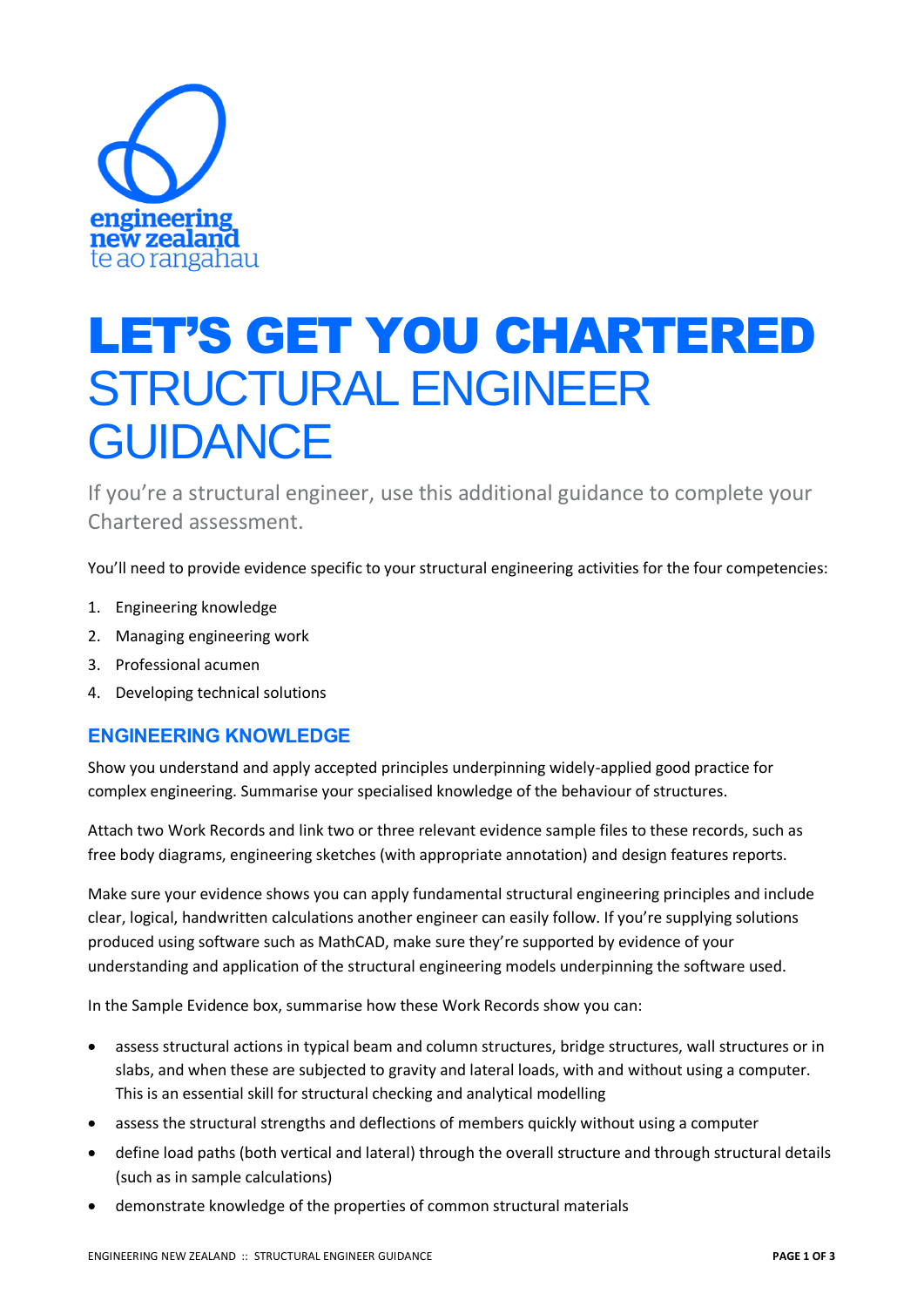engineering new zealand te ao rangahau

# LET'S GET YOU CHARTERED
# STRUCTURAL ENGINEER GUIDANCE

If you're a structural engineer, use this additional guidance to complete your Chartered assessment.

You'll need to provide evidence specific to your structural engineering activities for the four competencies:

1. Engineering knowledge
2. Managing engineering work
3. Professional acumen
4. Developing technical solutions

## ENGINEERING KNOWLEDGE

Show you understand and apply accepted principles underpinning widely-applied good practice for complex engineering. Summarise your specialised knowledge of the behaviour of structures.

Attach two Work Records and link two or three relevant evidence sample files to these records, such as free body diagrams, engineering sketches (with appropriate annotation) and design features reports.

Make sure your evidence shows you can apply fundamental structural engineering principles and include clear, logical, handwritten calculations another engineer can easily follow. If you're supplying solutions produced using software such as MathCAD, make sure they're supported by evidence of your understanding and application of the structural engineering models underpinning the software used.

In the Sample Evidence box, summarise how these Work Records show you can:

- assess structural actions in typical beam and column structures, bridge structures, wall structures or in slabs, and when these are subjected to gravity and lateral loads, with and without using a computer. This is an essential skill for structural checking and analytical modelling
- assess the structural strengths and deflections of members quickly without using a computer
- define load paths (both vertical and lateral) through the overall structure and through structural details (such as in sample calculations)
- demonstrate knowledge of the properties of common structural materials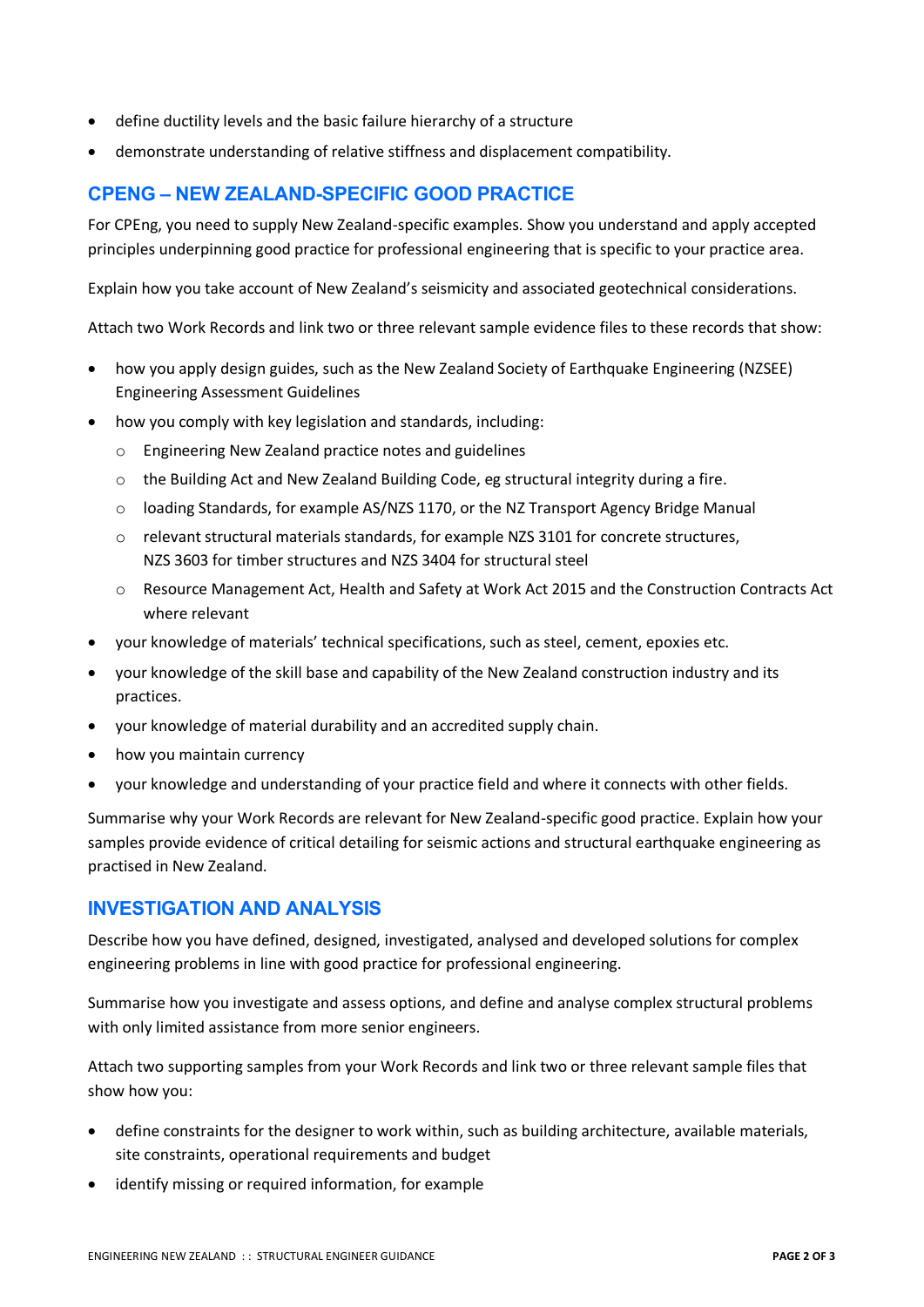- define ductility levels and the basic failure hierarchy of a structure
- demonstrate understanding of relative stiffness and displacement compatibility.

## CPENG – NEW ZEALAND-SPECIFIC GOOD PRACTICE

For CPEng, you need to supply New Zealand-specific examples. Show you understand and apply accepted principles underpinning good practice for professional engineering that is specific to your practice area.

Explain how you take account of New Zealand's seismicity and associated geotechnical considerations.

Attach two Work Records and link two or three relevant sample evidence files to these records that show:

- how you apply design guides, such as the New Zealand Society of Earthquake Engineering (NZSEE) Engineering Assessment Guidelines
- how you comply with key legislation and standards, including:
  - Engineering New Zealand practice notes and guidelines
  - the Building Act and New Zealand Building Code, eg structural integrity during a fire.
  - loading Standards, for example AS/NZS 1170, or the NZ Transport Agency Bridge Manual
  - relevant structural materials standards, for example NZS 3101 for concrete structures, NZS 3603 for timber structures and NZS 3404 for structural steel
  - Resource Management Act, Health and Safety at Work Act 2015 and the Construction Contracts Act where relevant
- your knowledge of materials' technical specifications, such as steel, cement, epoxies etc.
- your knowledge of the skill base and capability of the New Zealand construction industry and its practices.
- your knowledge of material durability and an accredited supply chain.
- how you maintain currency
- your knowledge and understanding of your practice field and where it connects with other fields.

Summarise why your Work Records are relevant for New Zealand-specific good practice. Explain how your samples provide evidence of critical detailing for seismic actions and structural earthquake engineering as practised in New Zealand.

## INVESTIGATION AND ANALYSIS

Describe how you have defined, designed, investigated, analysed and developed solutions for complex engineering problems in line with good practice for professional engineering.

Summarise how you investigate and assess options, and define and analyse complex structural problems with only limited assistance from more senior engineers.

Attach two supporting samples from your Work Records and link two or three relevant sample files that show how you:

- define constraints for the designer to work within, such as building architecture, available materials, site constraints, operational requirements and budget
- identify missing or required information, for example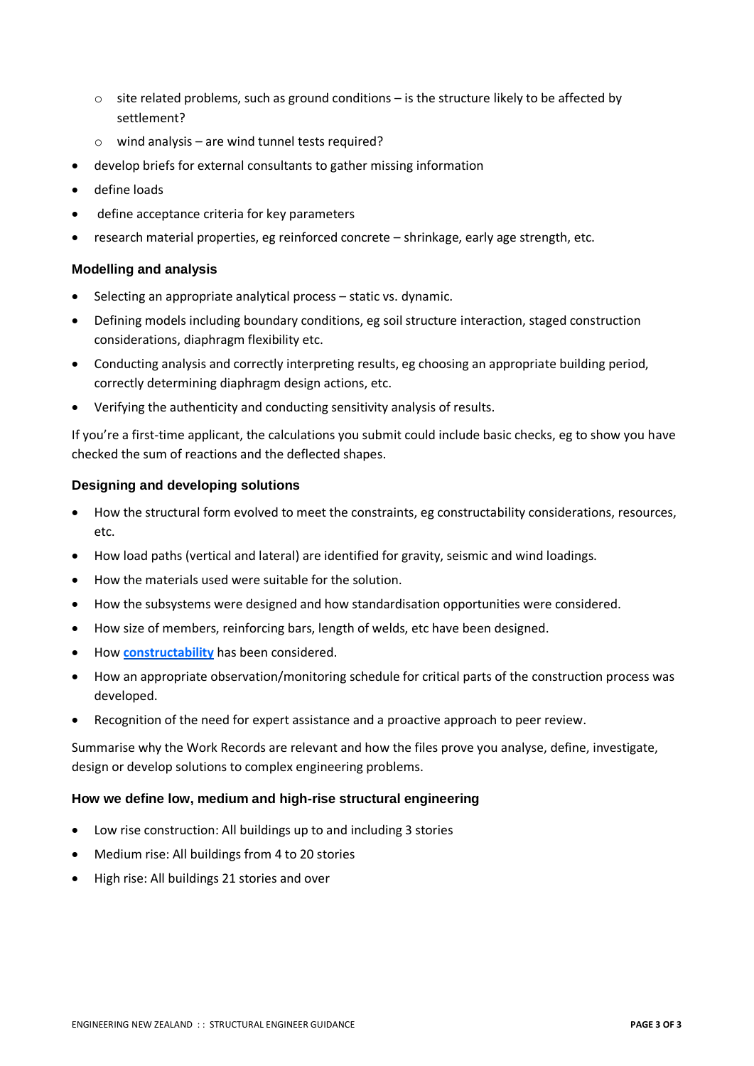- site related problems, such as ground conditions – is the structure likely to be affected by settlement?
  - wind analysis – are wind tunnel tests required?
- develop briefs for external consultants to gather missing information
- define loads
- define acceptance criteria for key parameters
- research material properties, eg reinforced concrete – shrinkage, early age strength, etc.

### Modelling and analysis

- Selecting an appropriate analytical process – static vs. dynamic.
- Defining models including boundary conditions, eg soil structure interaction, staged construction considerations, diaphragm flexibility etc.
- Conducting analysis and correctly interpreting results, eg choosing an appropriate building period, correctly determining diaphragm design actions, etc.
- Verifying the authenticity and conducting sensitivity analysis of results.

If you're a first-time applicant, the calculations you submit could include basic checks, eg to show you have checked the sum of reactions and the deflected shapes.

### Designing and developing solutions

- How the structural form evolved to meet the constraints, eg constructability considerations, resources, etc.
- How load paths (vertical and lateral) are identified for gravity, seismic and wind loadings.
- How the materials used were suitable for the solution.
- How the subsystems were designed and how standardisation opportunities were considered.
- How size of members, reinforcing bars, length of welds, etc have been designed.
- How **constructability** has been considered.
- How an appropriate observation/monitoring schedule for critical parts of the construction process was developed.
- Recognition of the need for expert assistance and a proactive approach to peer review.

Summarise why the Work Records are relevant and how the files prove you analyse, define, investigate, design or develop solutions to complex engineering problems.

### How we define low, medium and high-rise structural engineering

- Low rise construction: All buildings up to and including 3 stories
- Medium rise: All buildings from 4 to 20 stories
- High rise: All buildings 21 stories and over